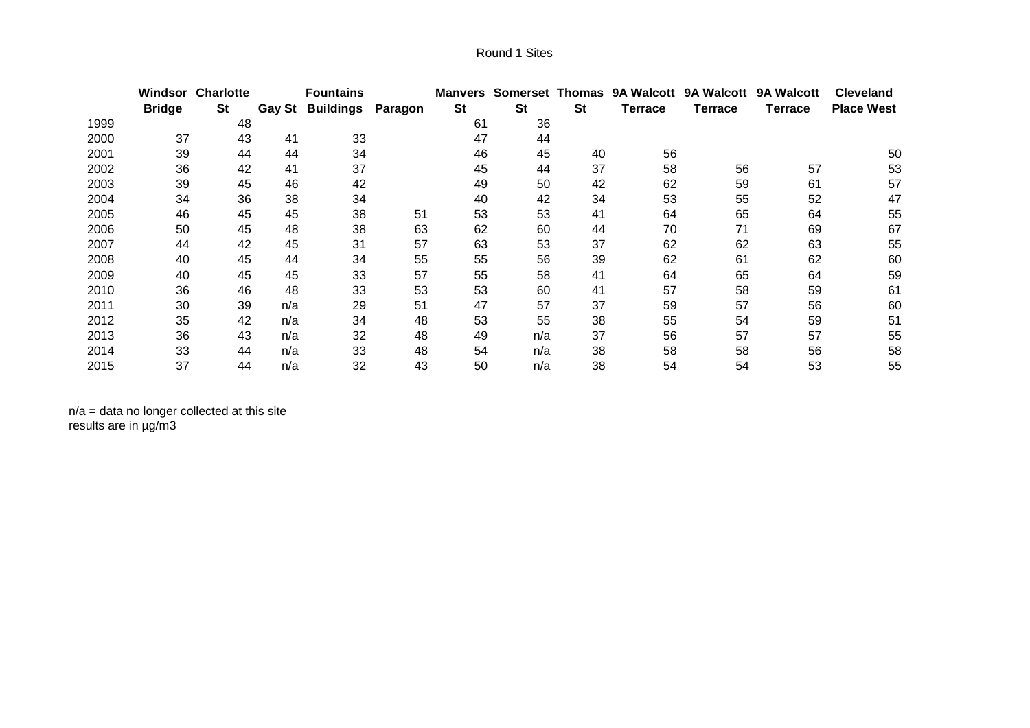Round 1 Sites

| | Windsor Bridge | Charlotte St | Gay St | Fountains Buildings | Paragon | Manvers St | Somerset St | Thomas St | 9A Walcott Terrace | 9A Walcott Terrace | 9A Walcott Terrace | Cleveland Place West |
|---|---|---|---|---|---|---|---|---|---|---|---|---|
| 1999 | | 48 | | | | 61 | 36 | | | | | |
| 2000 | 37 | 43 | 41 | 33 | | 47 | 44 | | | | | |
| 2001 | 39 | 44 | 44 | 34 | | 46 | 45 | 40 | 56 | | | 50 |
| 2002 | 36 | 42 | 41 | 37 | | 45 | 44 | 37 | 58 | 56 | 57 | 53 |
| 2003 | 39 | 45 | 46 | 42 | | 49 | 50 | 42 | 62 | 59 | 61 | 57 |
| 2004 | 34 | 36 | 38 | 34 | | 40 | 42 | 34 | 53 | 55 | 52 | 47 |
| 2005 | 46 | 45 | 45 | 38 | 51 | 53 | 53 | 41 | 64 | 65 | 64 | 55 |
| 2006 | 50 | 45 | 48 | 38 | 63 | 62 | 60 | 44 | 70 | 71 | 69 | 67 |
| 2007 | 44 | 42 | 45 | 31 | 57 | 63 | 53 | 37 | 62 | 62 | 63 | 55 |
| 2008 | 40 | 45 | 44 | 34 | 55 | 55 | 56 | 39 | 62 | 61 | 62 | 60 |
| 2009 | 40 | 45 | 45 | 33 | 57 | 55 | 58 | 41 | 64 | 65 | 64 | 59 |
| 2010 | 36 | 46 | 48 | 33 | 53 | 53 | 60 | 41 | 57 | 58 | 59 | 61 |
| 2011 | 30 | 39 | n/a | 29 | 51 | 47 | 57 | 37 | 59 | 57 | 56 | 60 |
| 2012 | 35 | 42 | n/a | 34 | 48 | 53 | 55 | 38 | 55 | 54 | 59 | 51 |
| 2013 | 36 | 43 | n/a | 32 | 48 | 49 | n/a | 37 | 56 | 57 | 57 | 55 |
| 2014 | 33 | 44 | n/a | 33 | 48 | 54 | n/a | 38 | 58 | 58 | 56 | 58 |
| 2015 | 37 | 44 | n/a | 32 | 43 | 50 | n/a | 38 | 54 | 54 | 53 | 55 |

n/a = data no longer collected at this site
results are in µg/m3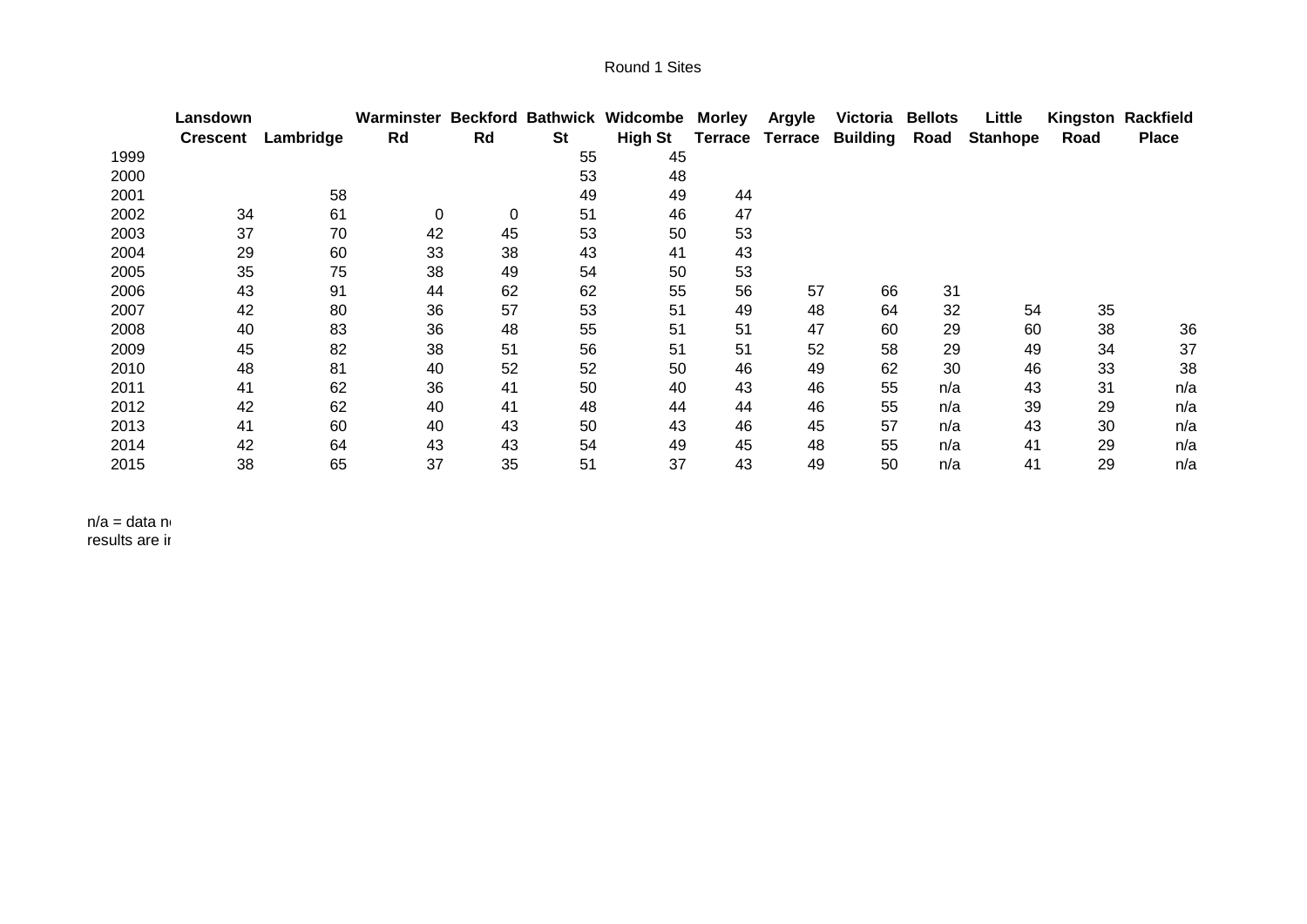Round 1 Sites

| | Lansdown Crescent | Lambridge | Warminster Rd | Beckford Rd | Bathwick St | Widcombe High St | Morley Terrace | Argyle Terrace | Victoria Building | Bellots Road | Little Stanhope | Kingston Road | Rackfield Place |
|---|---|---|---|---|---|---|---|---|---|---|---|---|---|
| 1999 | | | | | 55 | 45 | | | | | | | |
| 2000 | | | | | 53 | 48 | | | | | | | |
| 2001 | | 58 | | | 49 | 49 | 44 | | | | | | |
| 2002 | 34 | 61 | 0 | 0 | 51 | 46 | 47 | | | | | | |
| 2003 | 37 | 70 | 42 | 45 | 53 | 50 | 53 | | | | | | |
| 2004 | 29 | 60 | 33 | 38 | 43 | 41 | 43 | | | | | | |
| 2005 | 35 | 75 | 38 | 49 | 54 | 50 | 53 | | | | | | |
| 2006 | 43 | 91 | 44 | 62 | 62 | 55 | 56 | 57 | 66 | 31 | | | |
| 2007 | 42 | 80 | 36 | 57 | 53 | 51 | 49 | 48 | 64 | 32 | 54 | 35 | |
| 2008 | 40 | 83 | 36 | 48 | 55 | 51 | 51 | 47 | 60 | 29 | 60 | 38 | 36 |
| 2009 | 45 | 82 | 38 | 51 | 56 | 51 | 51 | 52 | 58 | 29 | 49 | 34 | 37 |
| 2010 | 48 | 81 | 40 | 52 | 52 | 50 | 46 | 49 | 62 | 30 | 46 | 33 | 38 |
| 2011 | 41 | 62 | 36 | 41 | 50 | 40 | 43 | 46 | 55 | n/a | 43 | 31 | n/a |
| 2012 | 42 | 62 | 40 | 41 | 48 | 44 | 44 | 46 | 55 | n/a | 39 | 29 | n/a |
| 2013 | 41 | 60 | 40 | 43 | 50 | 43 | 46 | 45 | 57 | n/a | 43 | 30 | n/a |
| 2014 | 42 | 64 | 43 | 43 | 54 | 49 | 45 | 48 | 55 | n/a | 41 | 29 | n/a |
| 2015 | 38 | 65 | 37 | 35 | 51 | 37 | 43 | 49 | 50 | n/a | 41 | 29 | n/a |

n/a = data n

results are i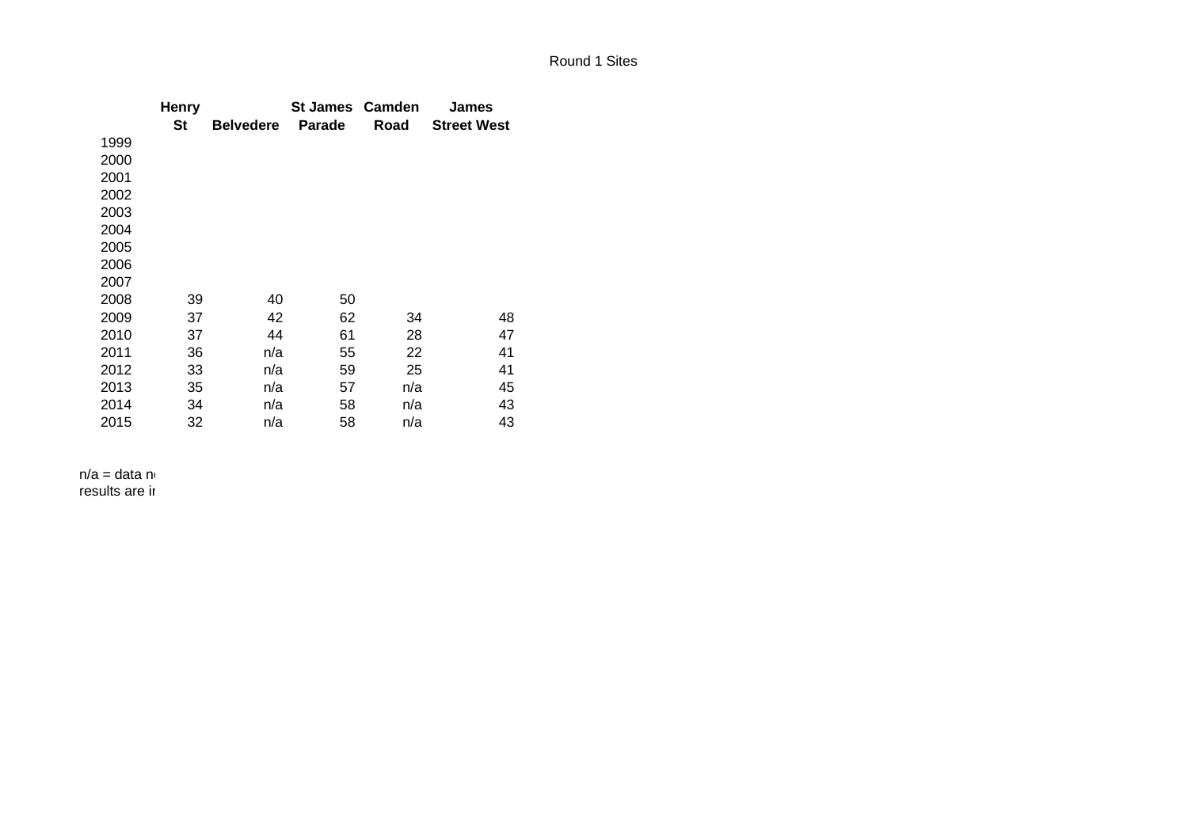Round 1 Sites

| | Henry St | Belvedere | St James Parade | Camden Road | James Street West |
|---|---|---|---|---|---|
| 1999 | | | | | |
| 2000 | | | | | |
| 2001 | | | | | |
| 2002 | | | | | |
| 2003 | | | | | |
| 2004 | | | | | |
| 2005 | | | | | |
| 2006 | | | | | |
| 2007 | | | | | |
| 2008 | 39 | 40 | 50 | | |
| 2009 | 37 | 42 | 62 | 34 | 48 |
| 2010 | 37 | 44 | 61 | 28 | 47 |
| 2011 | 36 | n/a | 55 | 22 | 41 |
| 2012 | 33 | n/a | 59 | 25 | 41 |
| 2013 | 35 | n/a | 57 | n/a | 45 |
| 2014 | 34 | n/a | 58 | n/a | 43 |
| 2015 | 32 | n/a | 58 | n/a | 43 |

n/a = data n
results are i